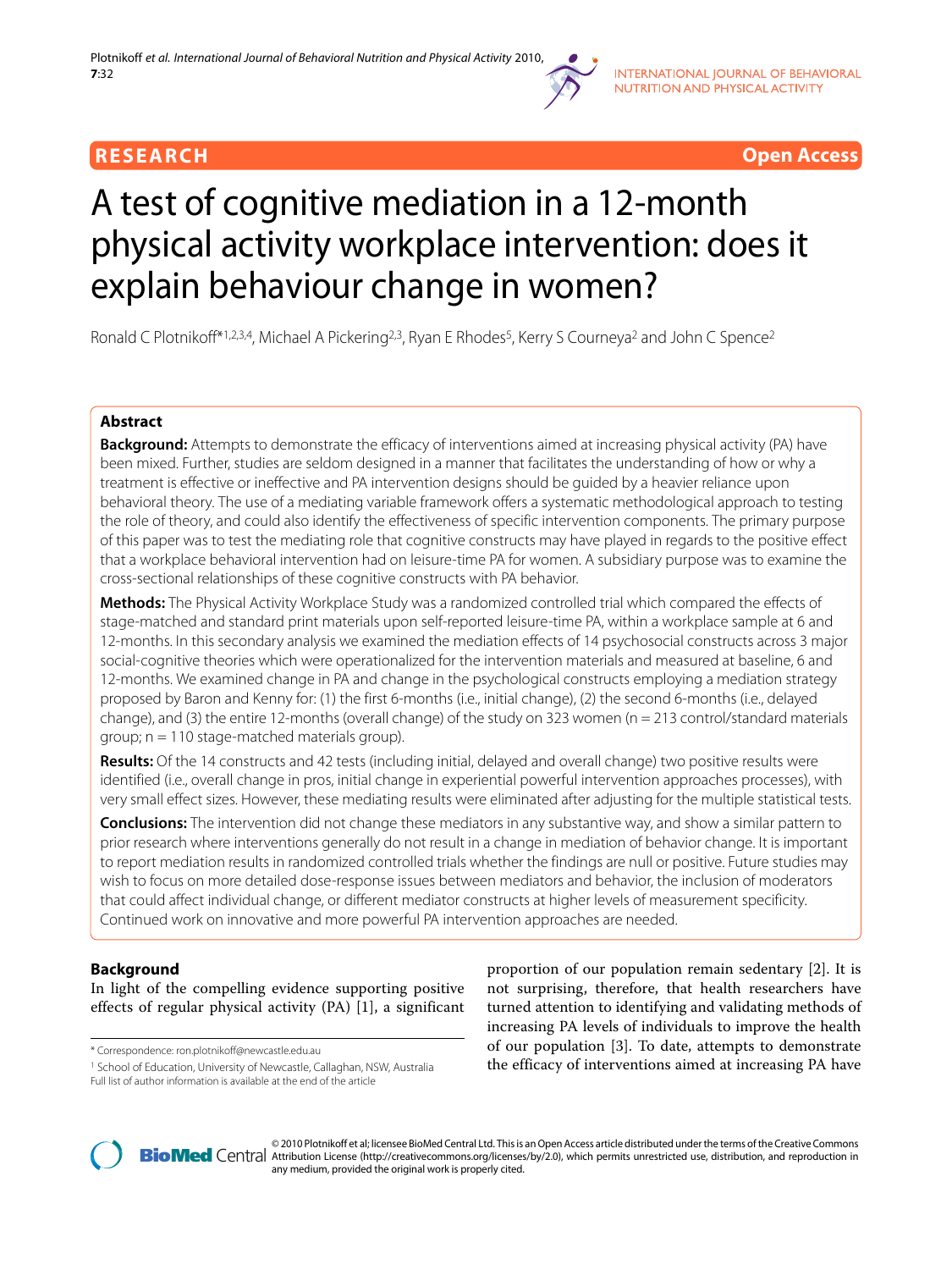RESEARCH Open Access

# A test of cognitive mediation in a 12-month physical activity workplace intervention: does it explain behaviour change in women?

Ronald C Plotnikoff*[1,2,3,4], Michael A Pickering[2,3], Ryan E Rhodes[5], Kerry S Courneya[2] and John C Spence[2]

## Abstract

**Background:** Attempts to demonstrate the efficacy of interventions aimed at increasing physical activity (PA) have been mixed. Further, studies are seldom designed in a manner that facilitates the understanding of how or why a treatment is effective or ineffective and PA intervention designs should be guided by a heavier reliance upon behavioral theory. The use of a mediating variable framework offers a systematic methodological approach to testing the role of theory, and could also identify the effectiveness of specific intervention components. The primary purpose of this paper was to test the mediating role that cognitive constructs may have played in regards to the positive effect that a workplace behavioral intervention had on leisure-time PA for women. A subsidiary purpose was to examine the cross-sectional relationships of these cognitive constructs with PA behavior.

**Methods:** The Physical Activity Workplace Study was a randomized controlled trial which compared the effects of stage-matched and standard print materials upon self-reported leisure-time PA, within a workplace sample at 6 and 12-months. In this secondary analysis we examined the mediation effects of 14 psychosocial constructs across 3 major social-cognitive theories which were operationalized for the intervention materials and measured at baseline, 6 and 12-months. We examined change in PA and change in the psychological constructs employing a mediation strategy proposed by Baron and Kenny for: (1) the first 6-months (i.e., initial change), (2) the second 6-months (i.e., delayed change), and (3) the entire 12-months (overall change) of the study on 323 women (n = 213 control/standard materials group; n = 110 stage-matched materials group).

**Results:** Of the 14 constructs and 42 tests (including initial, delayed and overall change) two positive results were identified (i.e., overall change in pros, initial change in experiential powerful intervention approaches processes), with very small effect sizes. However, these mediating results were eliminated after adjusting for the multiple statistical tests.

**Conclusions:** The intervention did not change these mediators in any substantive way, and show a similar pattern to prior research where interventions generally do not result in a change in mediation of behavior change. It is important to report mediation results in randomized controlled trials whether the findings are null or positive. Future studies may wish to focus on more detailed dose-response issues between mediators and behavior, the inclusion of moderators that could affect individual change, or different mediator constructs at higher levels of measurement specificity. Continued work on innovative and more powerful PA intervention approaches are needed.

## Background

In light of the compelling evidence supporting positive effects of regular physical activity (PA) [1], a significant proportion of our population remain sedentary [2]. It is not surprising, therefore, that health researchers have turned attention to identifying and validating methods of increasing PA levels of individuals to improve the health of our population [3]. To date, attempts to demonstrate the efficacy of interventions aimed at increasing PA have

\* Correspondence: ron.plotnikoff@newcastle.edu.au

[1] School of Education, University of Newcastle, Callaghan, NSW, Australia

Full list of author information is available at the end of the article

© 2010 Plotnikoff et al; licensee BioMed Central Ltd. This is an Open Access article distributed under the terms of the Creative Commons Attribution License (http://creativecommons.org/licenses/by/2.0), which permits unrestricted use, distribution, and reproduction in any medium, provided the original work is properly cited.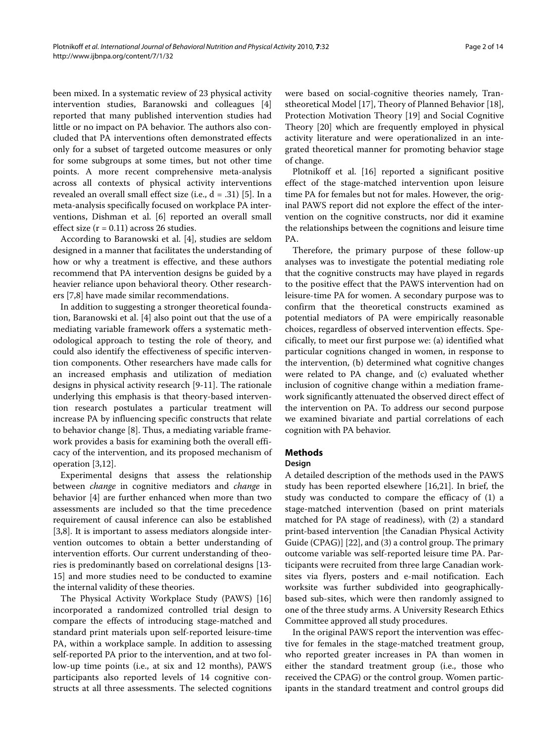been mixed. In a systematic review of 23 physical activity intervention studies, Baranowski and colleagues [4] reported that many published intervention studies had little or no impact on PA behavior. The authors also concluded that PA interventions often demonstrated effects only for a subset of targeted outcome measures or only for some subgroups at some times, but not other time points. A more recent comprehensive meta-analysis across all contexts of physical activity interventions revealed an overall small effect size (i.e., $d = .31$) [5]. In a meta-analysis specifically focused on workplace PA interventions, Dishman et al. [6] reported an overall small effect size ($r = 0.11$) across 26 studies.

According to Baranowski et al. [4], studies are seldom designed in a manner that facilitates the understanding of how or why a treatment is effective, and these authors recommend that PA intervention designs be guided by a heavier reliance upon behavioral theory. Other researchers [7,8] have made similar recommendations.

In addition to suggesting a stronger theoretical foundation, Baranowski et al. [4] also point out that the use of a mediating variable framework offers a systematic methodological approach to testing the role of theory, and could also identify the effectiveness of specific intervention components. Other researchers have made calls for an increased emphasis and utilization of mediation designs in physical activity research [9-11]. The rationale underlying this emphasis is that theory-based intervention research postulates a particular treatment will increase PA by influencing specific constructs that relate to behavior change [8]. Thus, a mediating variable framework provides a basis for examining both the overall efficacy of the intervention, and its proposed mechanism of operation [3,12].

Experimental designs that assess the relationship between *change* in cognitive mediators and *change* in behavior [4] are further enhanced when more than two assessments are included so that the time precedence requirement of causal inference can also be established [3,8]. It is important to assess mediators alongside intervention outcomes to obtain a better understanding of intervention efforts. Our current understanding of theories is predominantly based on correlational designs [13-15] and more studies need to be conducted to examine the internal validity of these theories.

The Physical Activity Workplace Study (PAWS) [16] incorporated a randomized controlled trial design to compare the effects of introducing stage-matched and standard print materials upon self-reported leisure-time PA, within a workplace sample. In addition to assessing self-reported PA prior to the intervention, and at two follow-up time points (i.e., at six and 12 months), PAWS participants also reported levels of 14 cognitive constructs at all three assessments. The selected cognitions were based on social-cognitive theories namely, Transtheoretical Model [17], Theory of Planned Behavior [18], Protection Motivation Theory [19] and Social Cognitive Theory [20] which are frequently employed in physical activity literature and were operationalized in an integrated theoretical manner for promoting behavior stage of change.

Plotnikoff et al. [16] reported a significant positive effect of the stage-matched intervention upon leisure time PA for females but not for males. However, the original PAWS report did not explore the effect of the intervention on the cognitive constructs, nor did it examine the relationships between the cognitions and leisure time PA.

Therefore, the primary purpose of these follow-up analyses was to investigate the potential mediating role that the cognitive constructs may have played in regards to the positive effect that the PAWS intervention had on leisure-time PA for women. A secondary purpose was to confirm that the theoretical constructs examined as potential mediators of PA were empirically reasonable choices, regardless of observed intervention effects. Specifically, to meet our first purpose we: (a) identified what particular cognitions changed in women, in response to the intervention, (b) determined what cognitive changes were related to PA change, and (c) evaluated whether inclusion of cognitive change within a mediation framework significantly attenuated the observed direct effect of the intervention on PA. To address our second purpose we examined bivariate and partial correlations of each cognition with PA behavior.

## Methods

### Design

A detailed description of the methods used in the PAWS study has been reported elsewhere [16,21]. In brief, the study was conducted to compare the efficacy of (1) a stage-matched intervention (based on print materials matched for PA stage of readiness), with (2) a standard print-based intervention [the Canadian Physical Activity Guide (CPAG)] [22], and (3) a control group. The primary outcome variable was self-reported leisure time PA. Participants were recruited from three large Canadian worksites via flyers, posters and e-mail notification. Each worksite was further subdivided into geographically-based sub-sites, which were then randomly assigned to one of the three study arms. A University Research Ethics Committee approved all study procedures.

In the original PAWS report the intervention was effective for females in the stage-matched treatment group, who reported greater increases in PA than women in either the standard treatment group (i.e., those who received the CPAG) or the control group. Women participants in the standard treatment and control groups did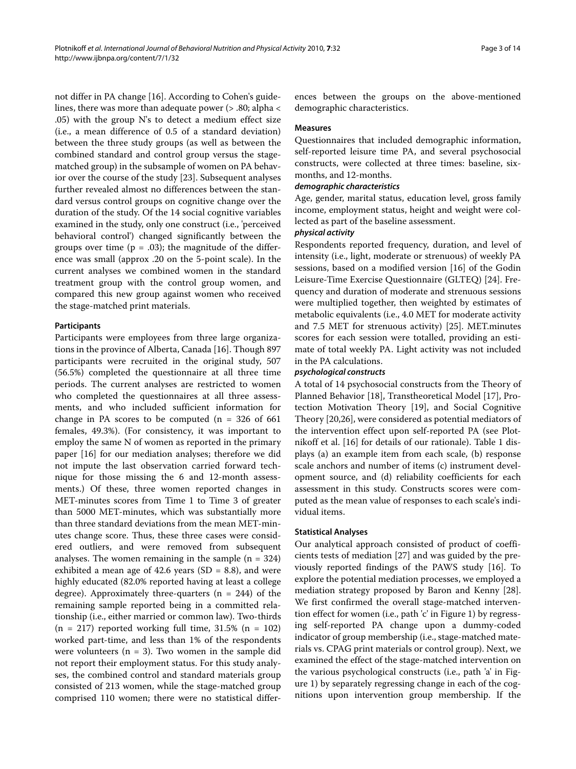not differ in PA change [16]. According to Cohen's guidelines, there was more than adequate power (> .80; alpha < .05) with the group N's to detect a medium effect size (i.e., a mean difference of 0.5 of a standard deviation) between the three study groups (as well as between the combined standard and control group versus the stage-matched group) in the subsample of women on PA behavior over the course of the study [23]. Subsequent analyses further revealed almost no differences between the standard versus control groups on cognitive change over the duration of the study. Of the 14 social cognitive variables examined in the study, only one construct (i.e., 'perceived behavioral control') changed significantly between the groups over time ($p = .03$); the magnitude of the difference was small (approx .20 on the 5-point scale). In the current analyses we combined women in the standard treatment group with the control group women, and compared this new group against women who received the stage-matched print materials.

#### Participants

Participants were employees from three large organizations in the province of Alberta, Canada [16]. Though 897 participants were recruited in the original study, 507 (56.5%) completed the questionnaire at all three time periods. The current analyses are restricted to women who completed the questionnaires at all three assessments, and who included sufficient information for change in PA scores to be computed (n = 326 of 661 females, 49.3%). (For consistency, it was important to employ the same N of women as reported in the primary paper [16] for our mediation analyses; therefore we did not impute the last observation carried forward technique for those missing the 6 and 12-month assessments.) Of these, three women reported changes in MET-minutes scores from Time 1 to Time 3 of greater than 5000 MET-minutes, which was substantially more than three standard deviations from the mean MET-minutes change score. Thus, these three cases were considered outliers, and were removed from subsequent analyses. The women remaining in the sample (n = 324) exhibited a mean age of 42.6 years (SD = 8.8), and were highly educated (82.0% reported having at least a college degree). Approximately three-quarters (n = 244) of the remaining sample reported being in a committed relationship (i.e., either married or common law). Two-thirds (n = 217) reported working full time, 31.5% (n = 102) worked part-time, and less than 1% of the respondents were volunteers (n = 3). Two women in the sample did not report their employment status. For this study analyses, the combined control and standard materials group consisted of 213 women, while the stage-matched group comprised 110 women; there were no statistical differences between the groups on the above-mentioned demographic characteristics.

#### Measures

Questionnaires that included demographic information, self-reported leisure time PA, and several psychosocial constructs, were collected at three times: baseline, six-months, and 12-months.

##### *demographic characteristics*

Age, gender, marital status, education level, gross family income, employment status, height and weight were collected as part of the baseline assessment.

##### *physical activity*

Respondents reported frequency, duration, and level of intensity (i.e., light, moderate or strenuous) of weekly PA sessions, based on a modified version [16] of the Godin Leisure-Time Exercise Questionnaire (GLTEQ) [24]. Frequency and duration of moderate and strenuous sessions were multiplied together, then weighted by estimates of metabolic equivalents (i.e., 4.0 MET for moderate activity and 7.5 MET for strenuous activity) [25]. MET.minutes scores for each session were totalled, providing an estimate of total weekly PA. Light activity was not included in the PA calculations.

##### *psychological constructs*

A total of 14 psychosocial constructs from the Theory of Planned Behavior [18], Transtheoretical Model [17], Protection Motivation Theory [19], and Social Cognitive Theory [20,26], were considered as potential mediators of the intervention effect upon self-reported PA (see Plotnikoff et al. [16] for details of our rationale). Table 1 displays (a) an example item from each scale, (b) response scale anchors and number of items (c) instrument development source, and (d) reliability coefficients for each assessment in this study. Constructs scores were computed as the mean value of responses to each scale's individual items.

#### Statistical Analyses

Our analytical approach consisted of product of coefficients tests of mediation [27] and was guided by the previously reported findings of the PAWS study [16]. To explore the potential mediation processes, we employed a mediation strategy proposed by Baron and Kenny [28]. We first confirmed the overall stage-matched intervention effect for women (i.e., path 'c' in Figure 1) by regressing self-reported PA change upon a dummy-coded indicator of group membership (i.e., stage-matched materials vs. CPAG print materials or control group). Next, we examined the effect of the stage-matched intervention on the various psychological constructs (i.e., path 'a' in Figure 1) by separately regressing change in each of the cognitions upon intervention group membership. If the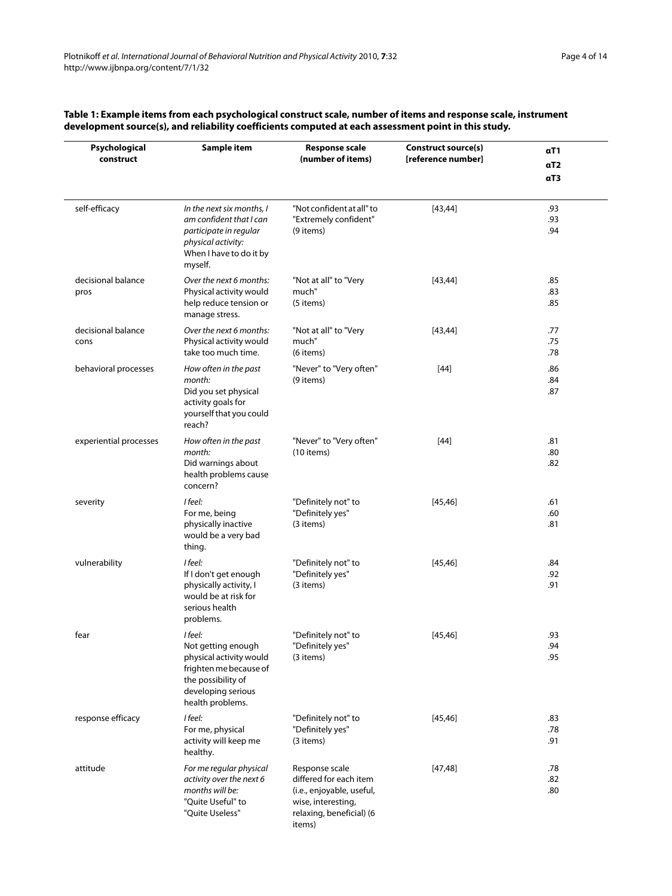**Table 1: Example items from each psychological construct scale, number of items and response scale, instrument development source(s), and reliability coefficients computed at each assessment point in this study.**

| Psychological construct | Sample item | Response scale (number of items) | Construct source(s) [reference number] | αT1<br>αT2<br>αT3 |
|---|---|---|---|---|
| self-efficacy | *In the next six months, I am confident that I can participate in regular physical activity:* When I have to do it by myself. | "Not confident at all" to "Extremely confident" (9 items) | [43,44] | .93<br>.93<br>.94 |
| decisional balance pros | *Over the next 6 months:* Physical activity would help reduce tension or manage stress. | "Not at all" to "Very much" (5 items) | [43,44] | .85<br>.83<br>.85 |
| decisional balance cons | *Over the next 6 months:* Physical activity would take too much time. | "Not at all" to "Very much" (6 items) | [43,44] | .77<br>.75<br>.78 |
| behavioral processes | *How often in the past month:* Did you set physical activity goals for yourself that you could reach? | "Never" to "Very often" (9 items) | [44] | .86<br>.84<br>.87 |
| experiential processes | *How often in the past month:* Did warnings about health problems cause concern? | "Never" to "Very often" (10 items) | [44] | .81<br>.80<br>.82 |
| severity | *I feel:* For me, being physically inactive would be a very bad thing. | "Definitely not" to "Definitely yes" (3 items) | [45,46] | .61<br>.60<br>.81 |
| vulnerability | *I feel:* If I don't get enough physically activity, I would be at risk for serious health problems. | "Definitely not" to "Definitely yes" (3 items) | [45,46] | .84<br>.92<br>.91 |
| fear | *I feel:* Not getting enough physical activity would frighten me because of the possibility of developing serious health problems. | "Definitely not" to "Definitely yes" (3 items) | [45,46] | .93<br>.94<br>.95 |
| response efficacy | *I feel:* For me, physical activity will keep me healthy. | "Definitely not" to "Definitely yes" (3 items) | [45,46] | .83<br>.78<br>.91 |
| attitude | *For me regular physical activity over the next 6 months will be:* "Quite Useful" to "Quite Useless" | Response scale differed for each item (i.e., enjoyable, useful, wise, interesting, relaxing, beneficial) (6 items) | [47,48] | .78<br>.82<br>.80 |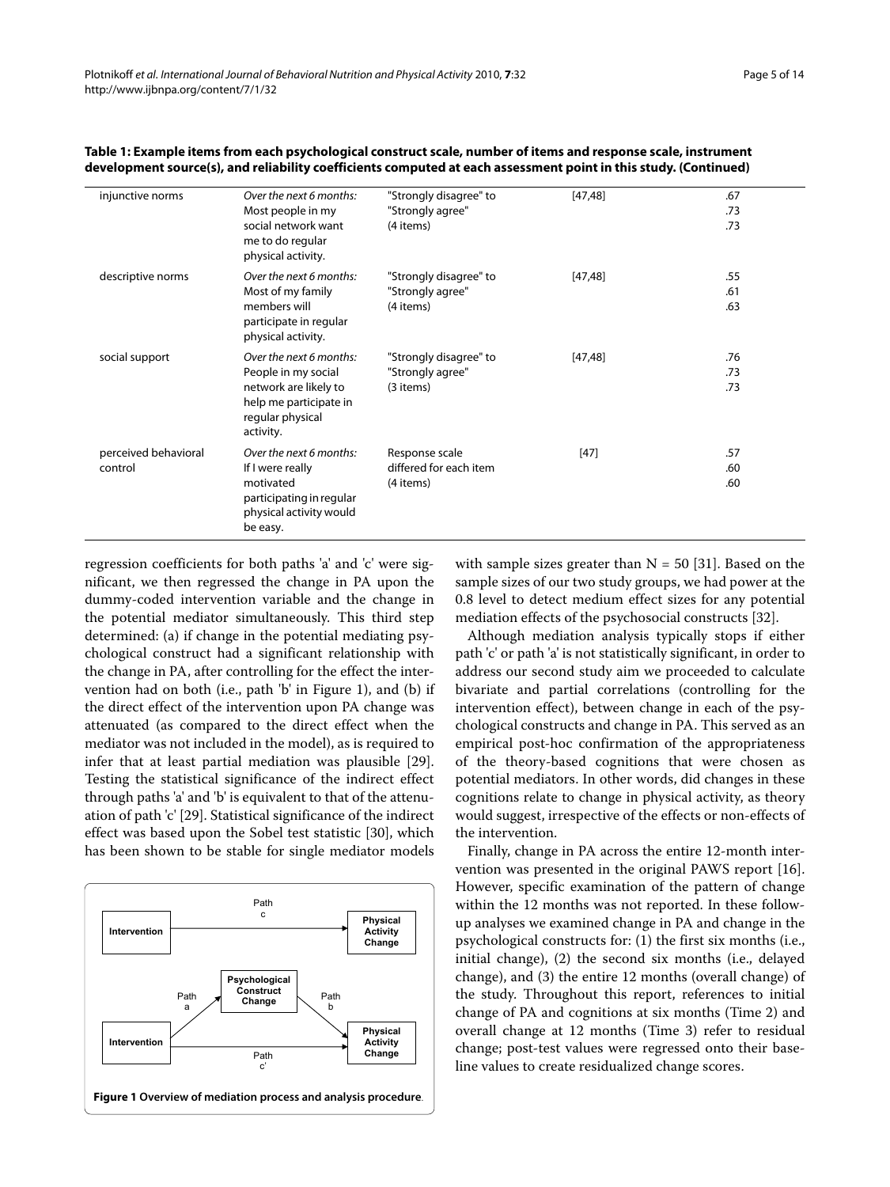**Table 1: Example items from each psychological construct scale, number of items and response scale, instrument development source(s), and reliability coefficients computed at each assessment point in this study. (Continued)**

| | | | | |
|---|---|---|---|---|
| injunctive norms | *Over the next 6 months:* Most people in my social network want me to do regular physical activity. | "Strongly disagree" to "Strongly agree" (4 items) | [47,48] | .67 .73 .73 |
| descriptive norms | *Over the next 6 months:* Most of my family members will participate in regular physical activity. | "Strongly disagree" to "Strongly agree" (4 items) | [47,48] | .55 .61 .63 |
| social support | *Over the next 6 months:* People in my social network are likely to help me participate in regular physical activity. | "Strongly disagree" to "Strongly agree" (3 items) | [47,48] | .76 .73 .73 |
| perceived behavioral control | *Over the next 6 months:* If I were really motivated participating in regular physical activity would be easy. | Response scale differed for each item (4 items) | [47] | .57 .60 .60 |

regression coefficients for both paths 'a' and 'c' were significant, we then regressed the change in PA upon the dummy-coded intervention variable and the change in the potential mediator simultaneously. This third step determined: (a) if change in the potential mediating psychological construct had a significant relationship with the change in PA, after controlling for the effect the intervention had on both (i.e., path 'b' in Figure 1), and (b) if the direct effect of the intervention upon PA change was attenuated (as compared to the direct effect when the mediator was not included in the model), as is required to infer that at least partial mediation was plausible [29]. Testing the statistical significance of the indirect effect through paths 'a' and 'b' is equivalent to that of the attenuation of path 'c' [29]. Statistical significance of the indirect effect was based upon the Sobel test statistic [30], which has been shown to be stable for single mediator models with sample sizes greater than N = 50 [31]. Based on the sample sizes of our two study groups, we had power at the 0.8 level to detect medium effect sizes for any potential mediation effects of the psychosocial constructs [32].

**Figure 1 Overview of mediation process and analysis procedure**.

Although mediation analysis typically stops if either path 'c' or path 'a' is not statistically significant, in order to address our second study aim we proceeded to calculate bivariate and partial correlations (controlling for the intervention effect), between change in each of the psychological constructs and change in PA. This served as an empirical post-hoc confirmation of the appropriateness of the theory-based cognitions that were chosen as potential mediators. In other words, did changes in these cognitions relate to change in physical activity, as theory would suggest, irrespective of the effects or non-effects of the intervention.

Finally, change in PA across the entire 12-month intervention was presented in the original PAWS report [16]. However, specific examination of the pattern of change within the 12 months was not reported. In these follow-up analyses we examined change in PA and change in the psychological constructs for: (1) the first six months (i.e., initial change), (2) the second six months (i.e., delayed change), and (3) the entire 12 months (overall change) of the study. Throughout this report, references to initial change of PA and cognitions at six months (Time 2) and overall change at 12 months (Time 3) refer to residual change; post-test values were regressed onto their baseline values to create residualized change scores.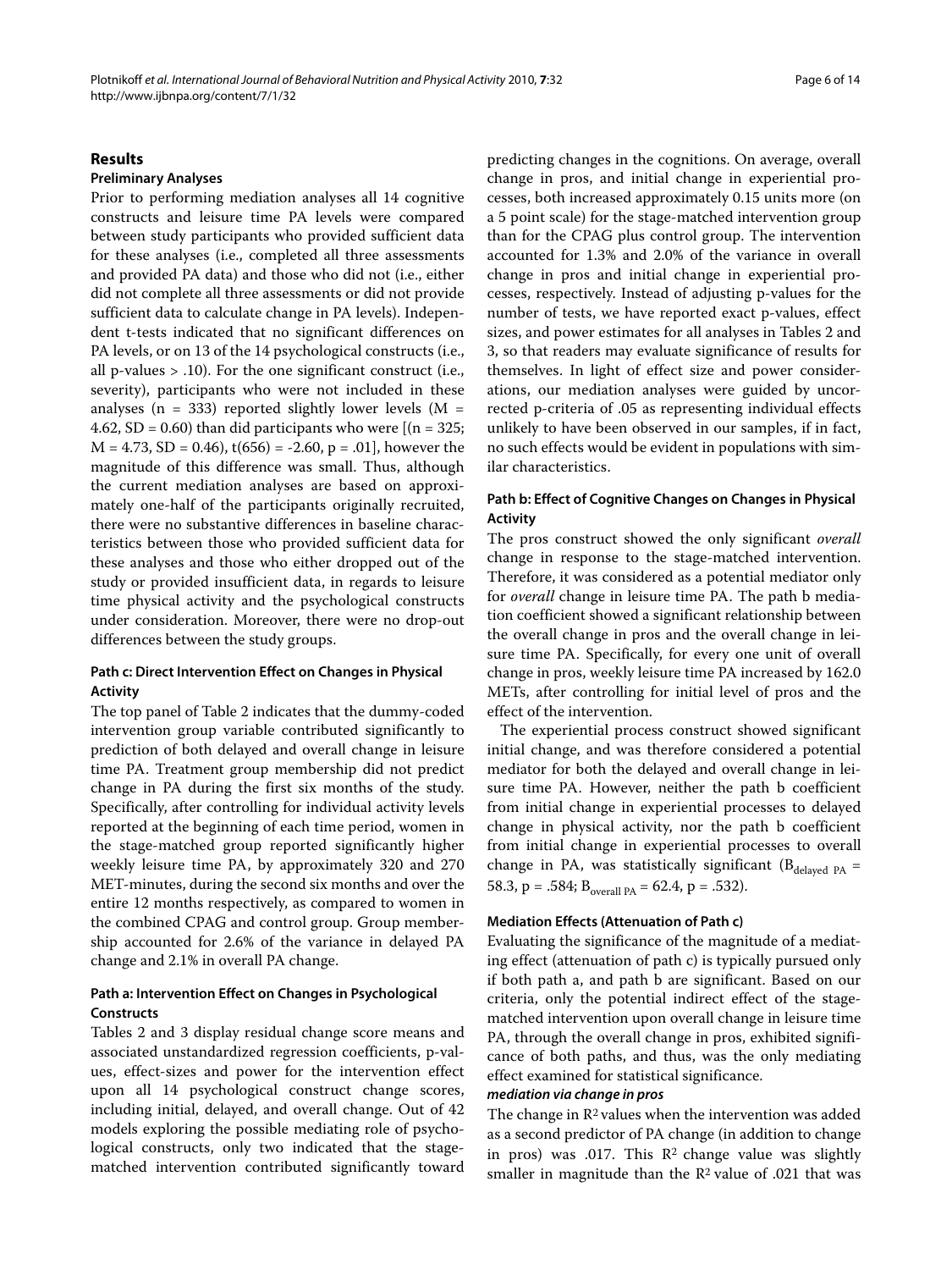## Results

### Preliminary Analyses

Prior to performing mediation analyses all 14 cognitive constructs and leisure time PA levels were compared between study participants who provided sufficient data for these analyses (i.e., completed all three assessments and provided PA data) and those who did not (i.e., either did not complete all three assessments or did not provide sufficient data to calculate change in PA levels). Independent t-tests indicated that no significant differences on PA levels, or on 13 of the 14 psychological constructs (i.e., all p-values > .10). For the one significant construct (i.e., severity), participants who were not included in these analyses (n = 333) reported slightly lower levels (M = 4.62, SD = 0.60) than did participants who were [(n = 325; M = 4.73, SD = 0.46), t(656) = -2.60, p = .01], however the magnitude of this difference was small. Thus, although the current mediation analyses are based on approximately one-half of the participants originally recruited, there were no substantive differences in baseline characteristics between those who provided sufficient data for these analyses and those who either dropped out of the study or provided insufficient data, in regards to leisure time physical activity and the psychological constructs under consideration. Moreover, there were no drop-out differences between the study groups.

### Path c: Direct Intervention Effect on Changes in Physical Activity

The top panel of Table 2 indicates that the dummy-coded intervention group variable contributed significantly to prediction of both delayed and overall change in leisure time PA. Treatment group membership did not predict change in PA during the first six months of the study. Specifically, after controlling for individual activity levels reported at the beginning of each time period, women in the stage-matched group reported significantly higher weekly leisure time PA, by approximately 320 and 270 MET-minutes, during the second six months and over the entire 12 months respectively, as compared to women in the combined CPAG and control group. Group membership accounted for 2.6% of the variance in delayed PA change and 2.1% in overall PA change.

### Path a: Intervention Effect on Changes in Psychological Constructs

Tables 2 and 3 display residual change score means and associated unstandardized regression coefficients, p-values, effect-sizes and power for the intervention effect upon all 14 psychological construct change scores, including initial, delayed, and overall change. Out of 42 models exploring the possible mediating role of psychological constructs, only two indicated that the stage-matched intervention contributed significantly toward predicting changes in the cognitions. On average, overall change in pros, and initial change in experiential processes, both increased approximately 0.15 units more (on a 5 point scale) for the stage-matched intervention group than for the CPAG plus control group. The intervention accounted for 1.3% and 2.0% of the variance in overall change in pros and initial change in experiential processes, respectively. Instead of adjusting p-values for the number of tests, we have reported exact p-values, effect sizes, and power estimates for all analyses in Tables 2 and 3, so that readers may evaluate significance of results for themselves. In light of effect size and power considerations, our mediation analyses were guided by uncorrected p-criteria of .05 as representing individual effects unlikely to have been observed in our samples, if in fact, no such effects would be evident in populations with similar characteristics.

### Path b: Effect of Cognitive Changes on Changes in Physical Activity

The pros construct showed the only significant *overall* change in response to the stage-matched intervention. Therefore, it was considered as a potential mediator only for *overall* change in leisure time PA. The path b mediation coefficient showed a significant relationship between the overall change in pros and the overall change in leisure time PA. Specifically, for every one unit of overall change in pros, weekly leisure time PA increased by 162.0 METs, after controlling for initial level of pros and the effect of the intervention.

The experiential process construct showed significant initial change, and was therefore considered a potential mediator for both the delayed and overall change in leisure time PA. However, neither the path b coefficient from initial change in experiential processes to delayed change in physical activity, nor the path b coefficient from initial change in experiential processes to overall change in PA, was statistically significant ($B_{\text{delayed PA}}$ = 58.3, p = .584; $B_{\text{overall PA}}$ = 62.4, p = .532).

### Mediation Effects (Attenuation of Path c)

Evaluating the significance of the magnitude of a mediating effect (attenuation of path c) is typically pursued only if both path a, and path b are significant. Based on our criteria, only the potential indirect effect of the stage-matched intervention upon overall change in leisure time PA, through the overall change in pros, exhibited significance of both paths, and thus, was the only mediating effect examined for statistical significance.

#### *mediation via change in pros*

The change in $R^2$ values when the intervention was added as a second predictor of PA change (in addition to change in pros) was .017. This $R^2$ change value was slightly smaller in magnitude than the $R^2$ value of .021 that was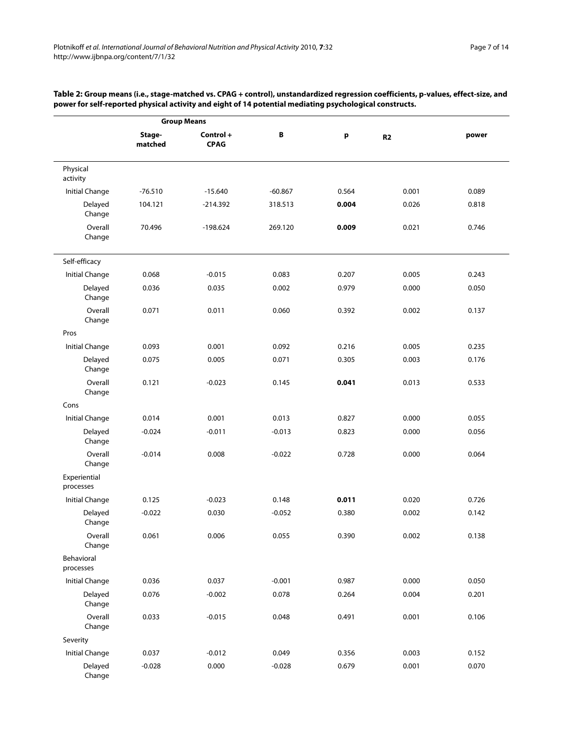**Table 2: Group means (i.e., stage-matched vs. CPAG + control), unstandardized regression coefficients, p-values, effect-size, and power for self-reported physical activity and eight of 14 potential mediating psychological constructs.**

| | Group Means | | | | | |
|---|---|---|---|---|---|---|
| | Stage-matched | Control + CPAG | B | p | R2 | power |
| Physical activity | | | | | | |
| Initial Change | -76.510 | -15.640 | -60.867 | 0.564 | 0.001 | 0.089 |
| Delayed Change | 104.121 | -214.392 | 318.513 | **0.004** | 0.026 | 0.818 |
| Overall Change | 70.496 | -198.624 | 269.120 | **0.009** | 0.021 | 0.746 |
| Self-efficacy | | | | | | |
| Initial Change | 0.068 | -0.015 | 0.083 | 0.207 | 0.005 | 0.243 |
| Delayed Change | 0.036 | 0.035 | 0.002 | 0.979 | 0.000 | 0.050 |
| Overall Change | 0.071 | 0.011 | 0.060 | 0.392 | 0.002 | 0.137 |
| Pros | | | | | | |
| Initial Change | 0.093 | 0.001 | 0.092 | 0.216 | 0.005 | 0.235 |
| Delayed Change | 0.075 | 0.005 | 0.071 | 0.305 | 0.003 | 0.176 |
| Overall Change | 0.121 | -0.023 | 0.145 | **0.041** | 0.013 | 0.533 |
| Cons | | | | | | |
| Initial Change | 0.014 | 0.001 | 0.013 | 0.827 | 0.000 | 0.055 |
| Delayed Change | -0.024 | -0.011 | -0.013 | 0.823 | 0.000 | 0.056 |
| Overall Change | -0.014 | 0.008 | -0.022 | 0.728 | 0.000 | 0.064 |
| Experiential processes | | | | | | |
| Initial Change | 0.125 | -0.023 | 0.148 | **0.011** | 0.020 | 0.726 |
| Delayed Change | -0.022 | 0.030 | -0.052 | 0.380 | 0.002 | 0.142 |
| Overall Change | 0.061 | 0.006 | 0.055 | 0.390 | 0.002 | 0.138 |
| Behavioral processes | | | | | | |
| Initial Change | 0.036 | 0.037 | -0.001 | 0.987 | 0.000 | 0.050 |
| Delayed Change | 0.076 | -0.002 | 0.078 | 0.264 | 0.004 | 0.201 |
| Overall Change | 0.033 | -0.015 | 0.048 | 0.491 | 0.001 | 0.106 |
| Severity | | | | | | |
| Initial Change | 0.037 | -0.012 | 0.049 | 0.356 | 0.003 | 0.152 |
| Delayed Change | -0.028 | 0.000 | -0.028 | 0.679 | 0.001 | 0.070 |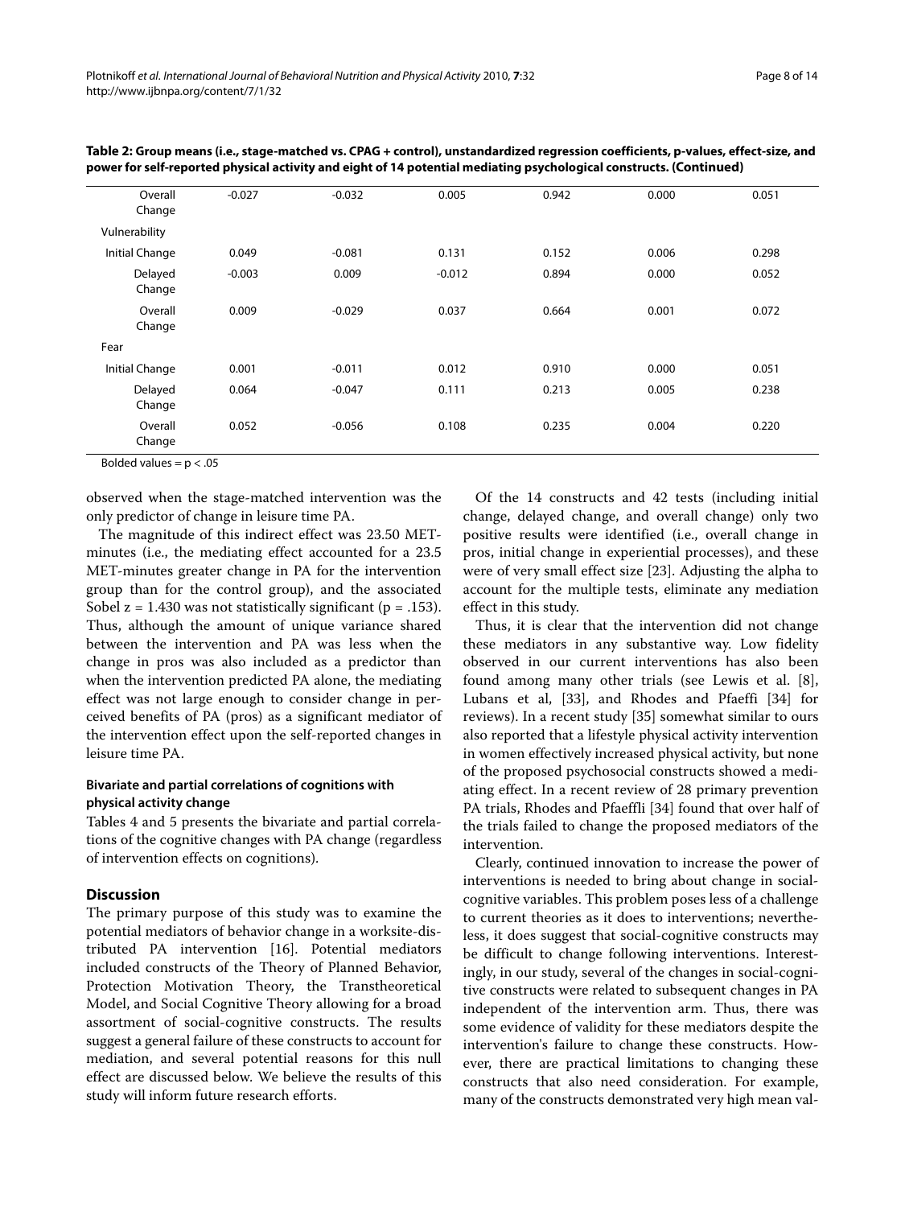**Table 2: Group means (i.e., stage-matched vs. CPAG + control), unstandardized regression coefficients, p-values, effect-size, and power for self-reported physical activity and eight of 14 potential mediating psychological constructs. (Continued)**

| | | | | | | |
|---|---|---|---|---|---|---|
| Overall Change | -0.027 | -0.032 | 0.005 | 0.942 | 0.000 | 0.051 |
| Vulnerability | | | | | | |
| Initial Change | 0.049 | -0.081 | 0.131 | 0.152 | 0.006 | 0.298 |
| Delayed Change | -0.003 | 0.009 | -0.012 | 0.894 | 0.000 | 0.052 |
| Overall Change | 0.009 | -0.029 | 0.037 | 0.664 | 0.001 | 0.072 |
| Fear | | | | | | |
| Initial Change | 0.001 | -0.011 | 0.012 | 0.910 | 0.000 | 0.051 |
| Delayed Change | 0.064 | -0.047 | 0.111 | 0.213 | 0.005 | 0.238 |
| Overall Change | 0.052 | -0.056 | 0.108 | 0.235 | 0.004 | 0.220 |

Bolded values = $p < .05$

observed when the stage-matched intervention was the only predictor of change in leisure time PA.

The magnitude of this indirect effect was 23.50 MET-minutes (i.e., the mediating effect accounted for a 23.5 MET-minutes greater change in PA for the intervention group than for the control group), and the associated Sobel $z = 1.430$ was not statistically significant ($p = .153$). Thus, although the amount of unique variance shared between the intervention and PA was less when the change in pros was also included as a predictor than when the intervention predicted PA alone, the mediating effect was not large enough to consider change in perceived benefits of PA (pros) as a significant mediator of the intervention effect upon the self-reported changes in leisure time PA.

### Bivariate and partial correlations of cognitions with physical activity change

Tables 4 and 5 presents the bivariate and partial correlations of the cognitive changes with PA change (regardless of intervention effects on cognitions).

## Discussion

The primary purpose of this study was to examine the potential mediators of behavior change in a worksite-distributed PA intervention [16]. Potential mediators included constructs of the Theory of Planned Behavior, Protection Motivation Theory, the Transtheoretical Model, and Social Cognitive Theory allowing for a broad assortment of social-cognitive constructs. The results suggest a general failure of these constructs to account for mediation, and several potential reasons for this null effect are discussed below. We believe the results of this study will inform future research efforts.

Of the 14 constructs and 42 tests (including initial change, delayed change, and overall change) only two positive results were identified (i.e., overall change in pros, initial change in experiential processes), and these were of very small effect size [23]. Adjusting the alpha to account for the multiple tests, eliminate any mediation effect in this study.

Thus, it is clear that the intervention did not change these mediators in any substantive way. Low fidelity observed in our current interventions has also been found among many other trials (see Lewis et al. [8], Lubans et al, [33], and Rhodes and Pfaeffi [34] for reviews). In a recent study [35] somewhat similar to ours also reported that a lifestyle physical activity intervention in women effectively increased physical activity, but none of the proposed psychosocial constructs showed a mediating effect. In a recent review of 28 primary prevention PA trials, Rhodes and Pfaeffli [34] found that over half of the trials failed to change the proposed mediators of the intervention.

Clearly, continued innovation to increase the power of interventions is needed to bring about change in social-cognitive variables. This problem poses less of a challenge to current theories as it does to interventions; nevertheless, it does suggest that social-cognitive constructs may be difficult to change following interventions. Interestingly, in our study, several of the changes in social-cognitive constructs were related to subsequent changes in PA independent of the intervention arm. Thus, there was some evidence of validity for these mediators despite the intervention's failure to change these constructs. However, there are practical limitations to changing these constructs that also need consideration. For example, many of the constructs demonstrated very high mean val-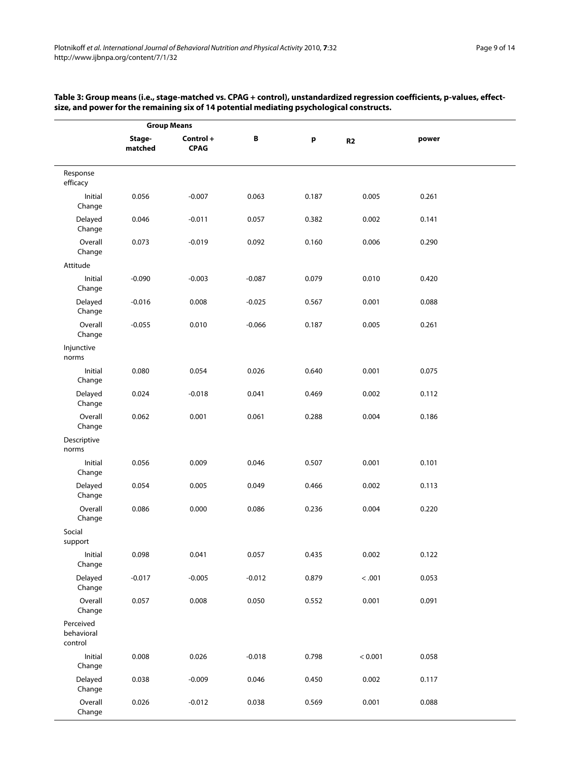**Table 3: Group means (i.e., stage-matched vs. CPAG + control), unstandardized regression coefficients, p-values, effect-size, and power for the remaining six of 14 potential mediating psychological constructs.**

| | Group Means | | | | | |
|---|---|---|---|---|---|---|
| | Stage-matched | Control + CPAG | B | p | R2 | power |
| Response efficacy | | | | | | |
| Initial Change | 0.056 | -0.007 | 0.063 | 0.187 | 0.005 | 0.261 |
| Delayed Change | 0.046 | -0.011 | 0.057 | 0.382 | 0.002 | 0.141 |
| Overall Change | 0.073 | -0.019 | 0.092 | 0.160 | 0.006 | 0.290 |
| Attitude | | | | | | |
| Initial Change | -0.090 | -0.003 | -0.087 | 0.079 | 0.010 | 0.420 |
| Delayed Change | -0.016 | 0.008 | -0.025 | 0.567 | 0.001 | 0.088 |
| Overall Change | -0.055 | 0.010 | -0.066 | 0.187 | 0.005 | 0.261 |
| Injunctive norms | | | | | | |
| Initial Change | 0.080 | 0.054 | 0.026 | 0.640 | 0.001 | 0.075 |
| Delayed Change | 0.024 | -0.018 | 0.041 | 0.469 | 0.002 | 0.112 |
| Overall Change | 0.062 | 0.001 | 0.061 | 0.288 | 0.004 | 0.186 |
| Descriptive norms | | | | | | |
| Initial Change | 0.056 | 0.009 | 0.046 | 0.507 | 0.001 | 0.101 |
| Delayed Change | 0.054 | 0.005 | 0.049 | 0.466 | 0.002 | 0.113 |
| Overall Change | 0.086 | 0.000 | 0.086 | 0.236 | 0.004 | 0.220 |
| Social support | | | | | | |
| Initial Change | 0.098 | 0.041 | 0.057 | 0.435 | 0.002 | 0.122 |
| Delayed Change | -0.017 | -0.005 | -0.012 | 0.879 | < .001 | 0.053 |
| Overall Change | 0.057 | 0.008 | 0.050 | 0.552 | 0.001 | 0.091 |
| Perceived behavioral control | | | | | | |
| Initial Change | 0.008 | 0.026 | -0.018 | 0.798 | < 0.001 | 0.058 |
| Delayed Change | 0.038 | -0.009 | 0.046 | 0.450 | 0.002 | 0.117 |
| Overall Change | 0.026 | -0.012 | 0.038 | 0.569 | 0.001 | 0.088 |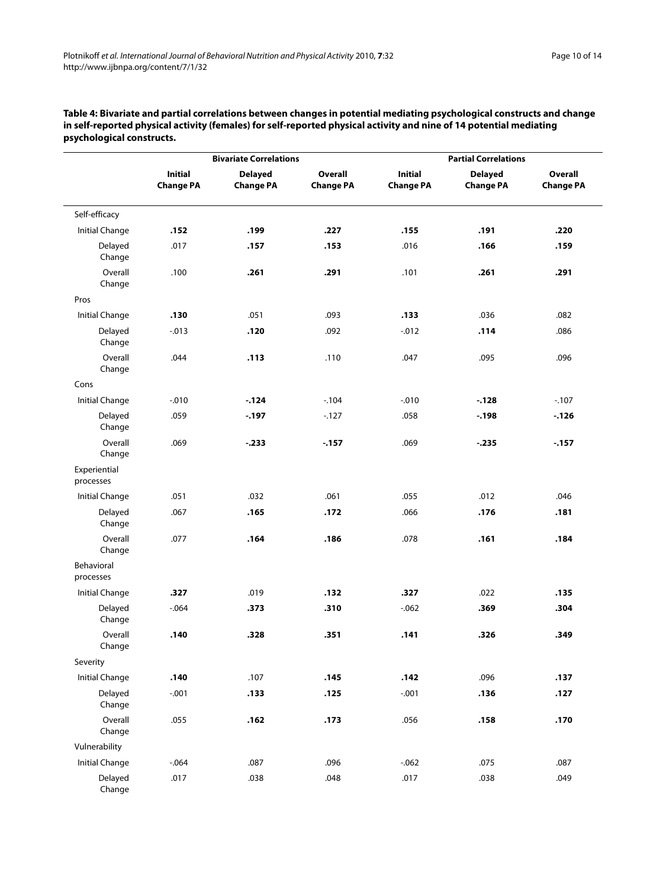**Table 4: Bivariate and partial correlations between changes in potential mediating psychological constructs and change in self-reported physical activity (females) for self-reported physical activity and nine of 14 potential mediating psychological constructs.**

| | Bivariate Correlations | | | Partial Correlations | | |
|---|---|---|---|---|---|---|
| | **Initial Change PA** | **Delayed Change PA** | **Overall Change PA** | **Initial Change PA** | **Delayed Change PA** | **Overall Change PA** |
| Self-efficacy | | | | | | |
| Initial Change | **.152** | **.199** | **.227** | **.155** | **.191** | **.220** |
| Delayed Change | .017 | **.157** | **.153** | .016 | **.166** | **.159** |
| Overall Change | .100 | **.261** | **.291** | .101 | **.261** | **.291** |
| Pros | | | | | | |
| Initial Change | **.130** | .051 | .093 | **.133** | .036 | .082 |
| Delayed Change | -.013 | **.120** | .092 | -.012 | **.114** | .086 |
| Overall Change | .044 | **.113** | .110 | .047 | .095 | .096 |
| Cons | | | | | | |
| Initial Change | -.010 | **-.124** | -.104 | -.010 | **-.128** | -.107 |
| Delayed Change | .059 | **-.197** | -.127 | .058 | **-.198** | **-.126** |
| Overall Change | .069 | **-.233** | **-.157** | .069 | **-.235** | **-.157** |
| Experiential processes | | | | | | |
| Initial Change | .051 | .032 | .061 | .055 | .012 | .046 |
| Delayed Change | .067 | **.165** | **.172** | .066 | **.176** | **.181** |
| Overall Change | .077 | **.164** | **.186** | .078 | **.161** | **.184** |
| Behavioral processes | | | | | | |
| Initial Change | **.327** | .019 | **.132** | **.327** | .022 | **.135** |
| Delayed Change | -.064 | **.373** | **.310** | -.062 | **.369** | **.304** |
| Overall Change | **.140** | **.328** | **.351** | **.141** | **.326** | **.349** |
| Severity | | | | | | |
| Initial Change | **.140** | .107 | **.145** | **.142** | .096 | **.137** |
| Delayed Change | -.001 | **.133** | **.125** | -.001 | **.136** | **.127** |
| Overall Change | .055 | **.162** | **.173** | .056 | **.158** | **.170** |
| Vulnerability | | | | | | |
| Initial Change | -.064 | .087 | .096 | -.062 | .075 | .087 |
| Delayed Change | .017 | .038 | .048 | .017 | .038 | .049 |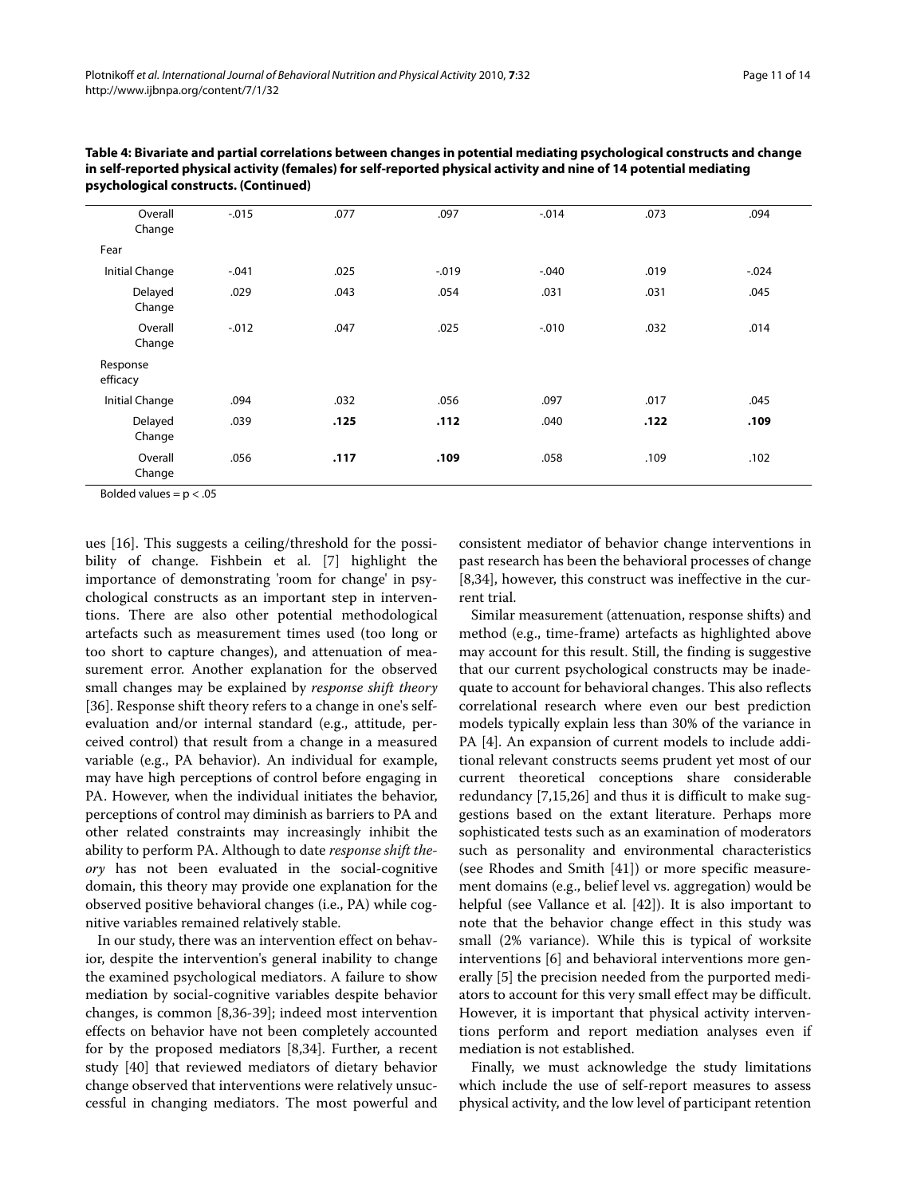**Table 4: Bivariate and partial correlations between changes in potential mediating psychological constructs and change in self-reported physical activity (females) for self-reported physical activity and nine of 14 potential mediating psychological constructs. (Continued)**

| | | | | | | |
|---|---|---|---|---|---|---|
| Overall Change | -.015 | .077 | .097 | -.014 | .073 | .094 |
| Fear | | | | | | |
| Initial Change | -.041 | .025 | -.019 | -.040 | .019 | -.024 |
| Delayed Change | .029 | .043 | .054 | .031 | .031 | .045 |
| Overall Change | -.012 | .047 | .025 | -.010 | .032 | .014 |
| Response efficacy | | | | | | |
| Initial Change | .094 | .032 | .056 | .097 | .017 | .045 |
| Delayed Change | .039 | **.125** | **.112** | .040 | **.122** | **.109** |
| Overall Change | .056 | **.117** | **.109** | .058 | .109 | .102 |

Bolded values = p < .05

ues [16]. This suggests a ceiling/threshold for the possibility of change. Fishbein et al. [7] highlight the importance of demonstrating 'room for change' in psychological constructs as an important step in interventions. There are also other potential methodological artefacts such as measurement times used (too long or too short to capture changes), and attenuation of measurement error. Another explanation for the observed small changes may be explained by *response shift theory* [36]. Response shift theory refers to a change in one's self-evaluation and/or internal standard (e.g., attitude, perceived control) that result from a change in a measured variable (e.g., PA behavior). An individual for example, may have high perceptions of control before engaging in PA. However, when the individual initiates the behavior, perceptions of control may diminish as barriers to PA and other related constraints may increasingly inhibit the ability to perform PA. Although to date *response shift theory* has not been evaluated in the social-cognitive domain, this theory may provide one explanation for the observed positive behavioral changes (i.e., PA) while cognitive variables remained relatively stable.

In our study, there was an intervention effect on behavior, despite the intervention's general inability to change the examined psychological mediators. A failure to show mediation by social-cognitive variables despite behavior changes, is common [8,36-39]; indeed most intervention effects on behavior have not been completely accounted for by the proposed mediators [8,34]. Further, a recent study [40] that reviewed mediators of dietary behavior change observed that interventions were relatively unsuccessful in changing mediators. The most powerful and consistent mediator of behavior change interventions in past research has been the behavioral processes of change [8,34], however, this construct was ineffective in the current trial.

Similar measurement (attenuation, response shifts) and method (e.g., time-frame) artefacts as highlighted above may account for this result. Still, the finding is suggestive that our current psychological constructs may be inadequate to account for behavioral changes. This also reflects correlational research where even our best prediction models typically explain less than 30% of the variance in PA [4]. An expansion of current models to include additional relevant constructs seems prudent yet most of our current theoretical conceptions share considerable redundancy [7,15,26] and thus it is difficult to make suggestions based on the extant literature. Perhaps more sophisticated tests such as an examination of moderators such as personality and environmental characteristics (see Rhodes and Smith [41]) or more specific measurement domains (e.g., belief level vs. aggregation) would be helpful (see Vallance et al. [42]). It is also important to note that the behavior change effect in this study was small (2% variance). While this is typical of worksite interventions [6] and behavioral interventions more generally [5] the precision needed from the purported mediators to account for this very small effect may be difficult. However, it is important that physical activity interventions perform and report mediation analyses even if mediation is not established.

Finally, we must acknowledge the study limitations which include the use of self-report measures to assess physical activity, and the low level of participant retention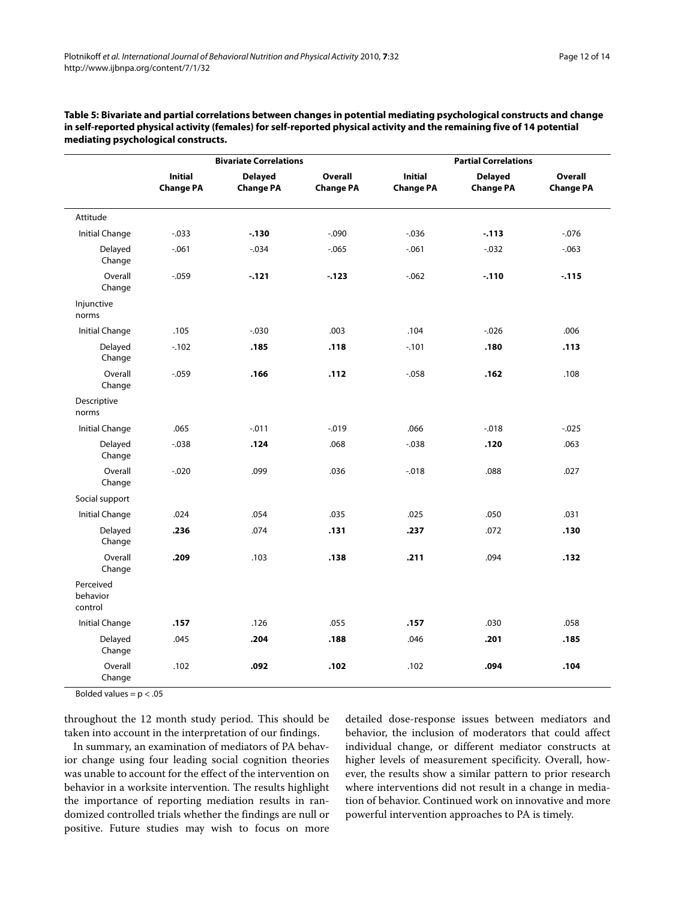**Table 5: Bivariate and partial correlations between changes in potential mediating psychological constructs and change in self-reported physical activity (females) for self-reported physical activity and the remaining five of 14 potential mediating psychological constructs.**

| | Bivariate Correlations | | | Partial Correlations | | |
|---|---|---|---|---|---|---|
| | **Initial Change PA** | **Delayed Change PA** | **Overall Change PA** | **Initial Change PA** | **Delayed Change PA** | **Overall Change PA** |
| Attitude | | | | | | |
| Initial Change | -.033 | **-.130** | -.090 | -.036 | **-.113** | -.076 |
| Delayed Change | -.061 | -.034 | -.065 | -.061 | -.032 | -.063 |
| Overall Change | -.059 | **-.121** | **-.123** | -.062 | **-.110** | **-.115** |
| Injunctive norms | | | | | | |
| Initial Change | .105 | -.030 | .003 | .104 | -.026 | .006 |
| Delayed Change | -.102 | **.185** | **.118** | -.101 | **.180** | **.113** |
| Overall Change | -.059 | **.166** | **.112** | -.058 | **.162** | .108 |
| Descriptive norms | | | | | | |
| Initial Change | .065 | -.011 | -.019 | .066 | -.018 | -.025 |
| Delayed Change | -.038 | **.124** | .068 | -.038 | **.120** | .063 |
| Overall Change | -.020 | .099 | .036 | -.018 | .088 | .027 |
| Social support | | | | | | |
| Initial Change | .024 | .054 | .035 | .025 | .050 | .031 |
| Delayed Change | **.236** | .074 | **.131** | **.237** | .072 | **.130** |
| Overall Change | **.209** | .103 | **.138** | **.211** | .094 | **.132** |
| Perceived behavior control | | | | | | |
| Initial Change | **.157** | .126 | .055 | **.157** | .030 | .058 |
| Delayed Change | .045 | **.204** | **.188** | .046 | **.201** | **.185** |
| Overall Change | .102 | **.092** | **.102** | .102 | **.094** | **.104** |

Bolded values = $p < .05$

throughout the 12 month study period. This should be taken into account in the interpretation of our findings.

In summary, an examination of mediators of PA behavior change using four leading social cognition theories was unable to account for the effect of the intervention on behavior in a worksite intervention. The results highlight the importance of reporting mediation results in randomized controlled trials whether the findings are null or positive. Future studies may wish to focus on more detailed dose-response issues between mediators and behavior, the inclusion of moderators that could affect individual change, or different mediator constructs at higher levels of measurement specificity. Overall, however, the results show a similar pattern to prior research where interventions did not result in a change in mediation of behavior. Continued work on innovative and more powerful intervention approaches to PA is timely.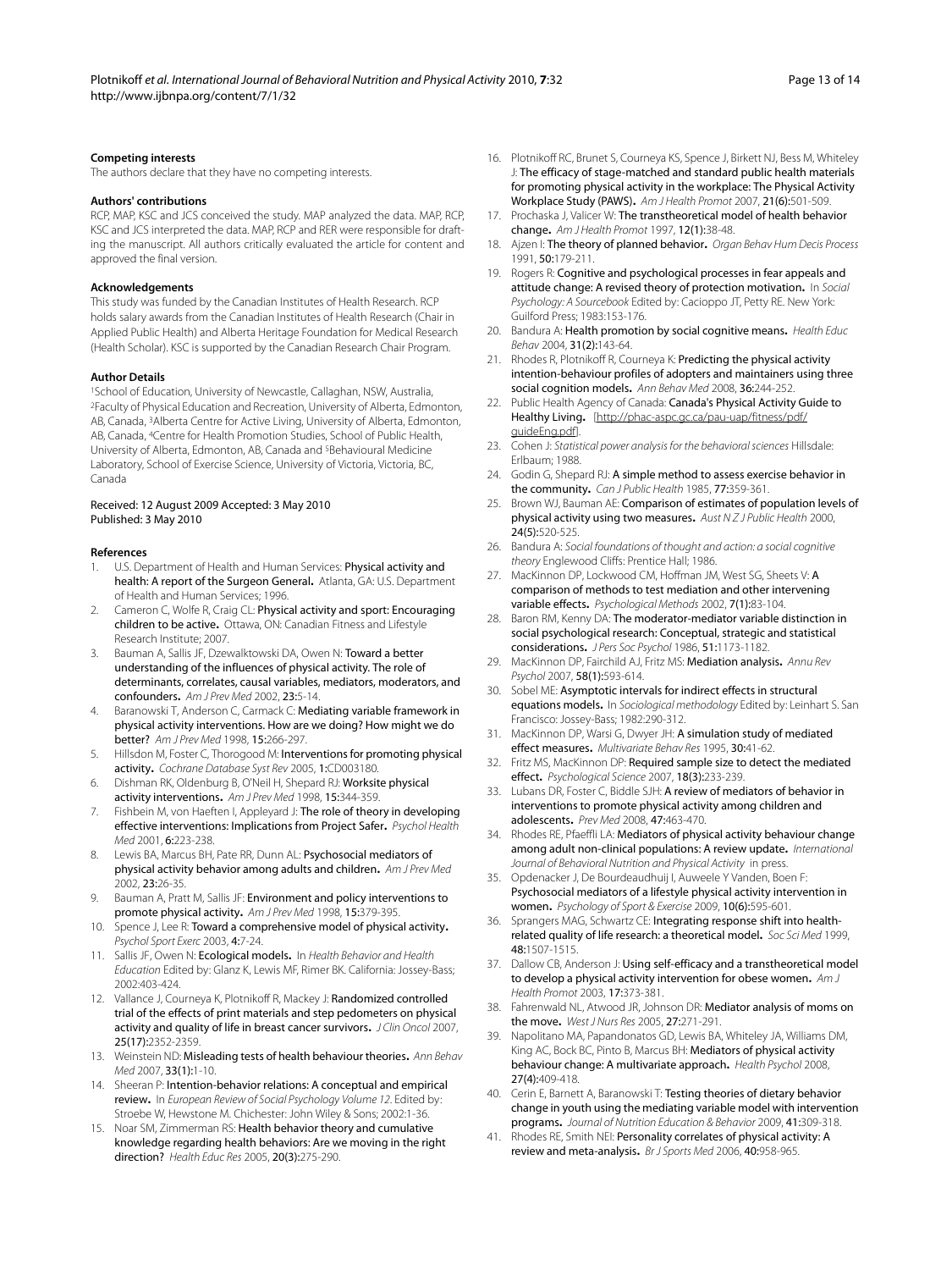#### Competing interests

The authors declare that they have no competing interests.

#### Authors' contributions

RCP, MAP, KSC and JCS conceived the study. MAP analyzed the data. MAP, RCP, KSC and JCS interpreted the data. MAP, RCP and RER were responsible for drafting the manuscript. All authors critically evaluated the article for content and approved the final version.

#### Acknowledgements

This study was funded by the Canadian Institutes of Health Research. RCP holds salary awards from the Canadian Institutes of Health Research (Chair in Applied Public Health) and Alberta Heritage Foundation for Medical Research (Health Scholar). KSC is supported by the Canadian Research Chair Program.

#### Author Details

[1]School of Education, University of Newcastle, Callaghan, NSW, Australia, [2]Faculty of Physical Education and Recreation, University of Alberta, Edmonton, AB, Canada, [3]Alberta Centre for Active Living, University of Alberta, Edmonton, AB, Canada, [4]Centre for Health Promotion Studies, School of Public Health, University of Alberta, Edmonton, AB, Canada and [5]Behavioural Medicine Laboratory, School of Exercise Science, University of Victoria, Victoria, BC, Canada

Received: 12 August 2009 Accepted: 3 May 2010
Published: 3 May 2010

#### References

1. U.S. Department of Health and Human Services: **Physical activity and health: A report of the Surgeon General.** Atlanta, GA: U.S. Department of Health and Human Services; 1996.
2. Cameron C, Wolfe R, Craig CL: **Physical activity and sport: Encouraging children to be active.** Ottawa, ON: Canadian Fitness and Lifestyle Research Institute; 2007.
3. Bauman A, Sallis JF, Dzewalktowski DA, Owen N: **Toward a better understanding of the influences of physical activity. The role of determinants, correlates, causal variables, mediators, moderators, and confounders.** *Am J Prev Med* 2002, **23:**5-14.
4. Baranowski T, Anderson C, Carmack C: **Mediating variable framework in physical activity interventions. How are we doing? How might we do better?** *Am J Prev Med* 1998, **15:**266-297.
5. Hillsdon M, Foster C, Thorogood M: **Interventions for promoting physical activity.** *Cochrane Database Syst Rev* 2005, **1:**CD003180.
6. Dishman RK, Oldenburg B, O'Neil H, Shepard RJ: **Worksite physical activity interventions.** *Am J Prev Med* 1998, **15:**344-359.
7. Fishbein M, von Haeften I, Appleyard J: **The role of theory in developing effective interventions: Implications from Project Safer.** *Psychol Health Med* 2001, **6:**223-238.
8. Lewis BA, Marcus BH, Pate RR, Dunn AL: **Psychosocial mediators of physical activity behavior among adults and children.** *Am J Prev Med* 2002, **23:**26-35.
9. Bauman A, Pratt M, Sallis JF: **Environment and policy interventions to promote physical activity.** *Am J Prev Med* 1998, **15:**379-395.
10. Spence J, Lee R: **Toward a comprehensive model of physical activity.** *Psychol Sport Exerc* 2003, **4:**7-24.
11. Sallis JF, Owen N: **Ecological models.** In *Health Behavior and Health Education* Edited by: Glanz K, Lewis MF, Rimer BK. California: Jossey-Bass; 2002:403-424.
12. Vallance J, Courneya K, Plotnikoff R, Mackey J: **Randomized controlled trial of the effects of print materials and step pedometers on physical activity and quality of life in breast cancer survivors.** *J Clin Oncol* 2007, **25(17):**2352-2359.
13. Weinstein ND: **Misleading tests of health behaviour theories.** *Ann Behav Med* 2007, **33(1):**1-10.
14. Sheeran P: **Intention-behavior relations: A conceptual and empirical review.** In *European Review of Social Psychology Volume 12*. Edited by: Stroebe W, Hewstone M. Chichester: John Wiley & Sons; 2002:1-36.
15. Noar SM, Zimmerman RS: **Health behavior theory and cumulative knowledge regarding health behaviors: Are we moving in the right direction?** *Health Educ Res* 2005, **20(3):**275-290.
16. Plotnikoff RC, Brunet S, Courneya KS, Spence J, Birkett NJ, Bess M, Whiteley J: **The efficacy of stage-matched and standard public health materials for promoting physical activity in the workplace: The Physical Activity Workplace Study (PAWS).** *Am J Health Promot* 2007, **21(6):**501-509.
17. Prochaska J, Valicer W: **The transtheoretical model of health behavior change.** *Am J Health Promot* 1997, **12(1):**38-48.
18. Ajzen I: **The theory of planned behavior.** *Organ Behav Hum Decis Process* 1991, **50:**179-211.
19. Rogers R: **Cognitive and psychological processes in fear appeals and attitude change: A revised theory of protection motivation.** In *Social Psychology: A Sourcebook* Edited by: Cacioppo JT, Petty RE. New York: Guilford Press; 1983:153-176.
20. Bandura A: **Health promotion by social cognitive means.** *Health Educ Behav* 2004, **31(2):**143-64.
21. Rhodes R, Plotnikoff R, Courneya K: **Predicting the physical activity intention-behaviour profiles of adopters and maintainers using three social cognition models.** *Ann Behav Med* 2008, **36:**244-252.
22. Public Health Agency of Canada: **Canada's Physical Activity Guide to Healthy Living.** [http://phac-aspc.gc.ca/pau-uap/fitness/pdf/guideEng.pdf].
23. Cohen J: *Statistical power analysis for the behavioral sciences* Hillsdale: Erlbaum; 1988.
24. Godin G, Shepard RJ: **A simple method to assess exercise behavior in the community.** *Can J Public Health* 1985, **77:**359-361.
25. Brown WJ, Bauman AE: **Comparison of estimates of population levels of physical activity using two measures.** *Aust N Z J Public Health* 2000, **24(5):**520-525.
26. Bandura A: *Social foundations of thought and action: a social cognitive theory* Englewood Cliffs: Prentice Hall; 1986.
27. MacKinnon DP, Lockwood CM, Hoffman JM, West SG, Sheets V: **A comparison of methods to test mediation and other intervening variable effects.** *Psychological Methods* 2002, **7(1):**83-104.
28. Baron RM, Kenny DA: **The moderator-mediator variable distinction in social psychological research: Conceptual, strategic and statistical considerations.** *J Pers Soc Psychol* 1986, **51:**1173-1182.
29. MacKinnon DP, Fairchild AJ, Fritz MS: **Mediation analysis.** *Annu Rev Psychol* 2007, **58(1):**593-614.
30. Sobel ME: **Asymptotic intervals for indirect effects in structural equations models.** In *Sociological methodology* Edited by: Leinhart S. San Francisco: Jossey-Bass; 1982:290-312.
31. MacKinnon DP, Warsi G, Dwyer JH: **A simulation study of mediated effect measures.** *Multivariate Behav Res* 1995, **30:**41-62.
32. Fritz MS, MacKinnon DP: **Required sample size to detect the mediated effect.** *Psychological Science* 2007, **18(3):**233-239.
33. Lubans DR, Foster C, Biddle SJH: **A review of mediators of behavior in interventions to promote physical activity among children and adolescents.** *Prev Med* 2008, **47:**463-470.
34. Rhodes RE, Pfaeffli LA: **Mediators of physical activity behaviour change among adult non-clinical populations: A review update.** *International Journal of Behavioral Nutrition and Physical Activity* in press.
35. Opdenacker J, De Bourdeaudhuij I, Auweele Y Vanden, Boen F: **Psychosocial mediators of a lifestyle physical activity intervention in women.** *Psychology of Sport & Exercise* 2009, **10(6):**595-601.
36. Sprangers MAG, Schwartz CE: **Integrating response shift into health-related quality of life research: a theoretical model.** *Soc Sci Med* 1999, **48:**1507-1515.
37. Dallow CB, Anderson J: **Using self-efficacy and a transtheoretical model to develop a physical activity intervention for obese women.** *Am J Health Promot* 2003, **17:**373-381.
38. Fahrenwald NL, Atwood JR, Johnson DR: **Mediator analysis of moms on the move.** *West J Nurs Res* 2005, **27:**271-291.
39. Napolitano MA, Papandonatos GD, Lewis BA, Whiteley JA, Williams DM, King AC, Bock BC, Pinto B, Marcus BH: **Mediators of physical activity behaviour change: A multivariate approach.** *Health Psychol* 2008, **27(4):**409-418.
40. Cerin E, Barnett A, Baranowski T: **Testing theories of dietary behavior change in youth using the mediating variable model with intervention programs.** *Journal of Nutrition Education & Behavior* 2009, **41:**309-318.
41. Rhodes RE, Smith NEI: **Personality correlates of physical activity: A review and meta-analysis.** *Br J Sports Med* 2006, **40:**958-965.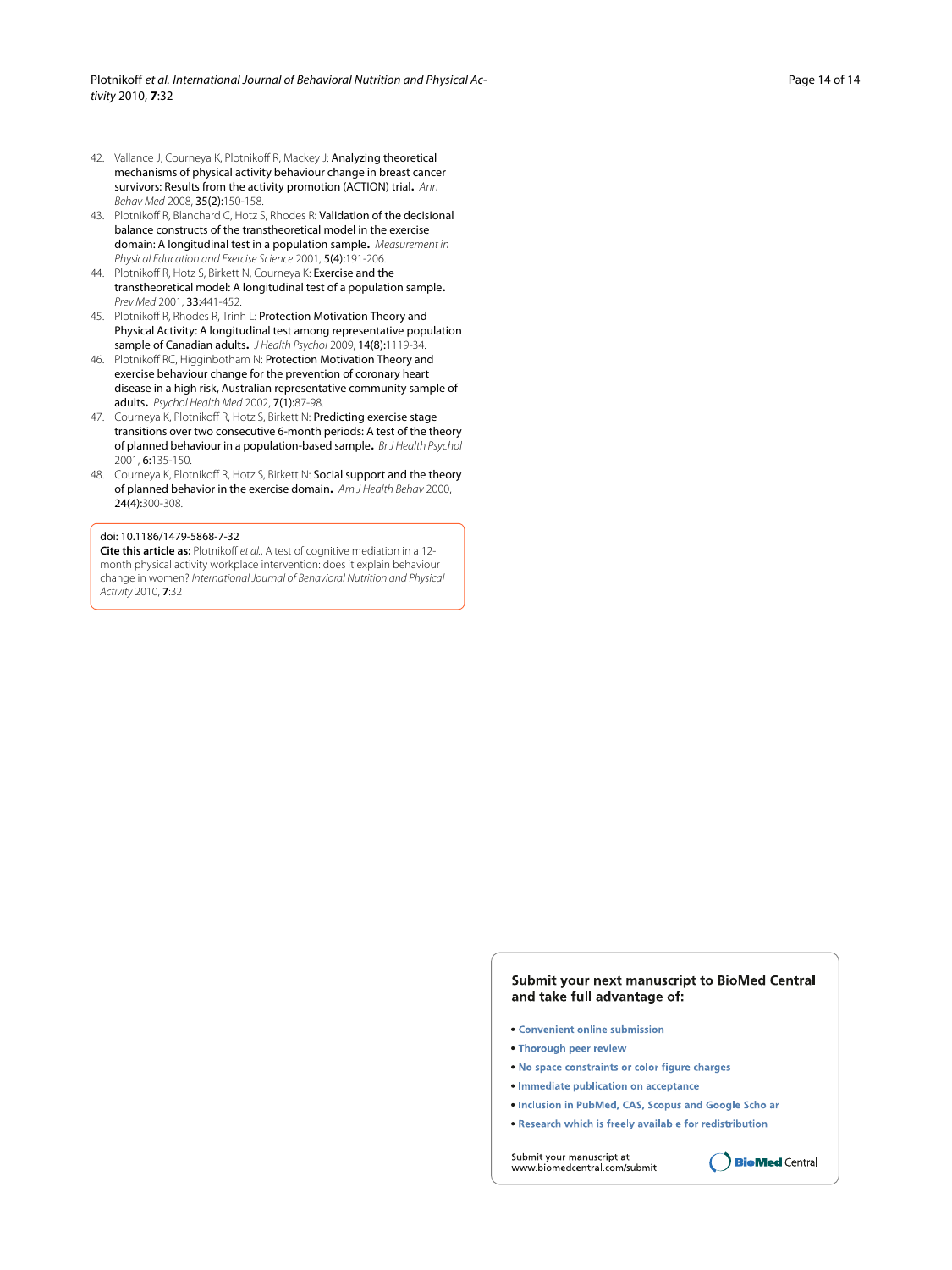42. Vallance J, Courneya K, Plotnikoff R, Mackey J: **Analyzing theoretical mechanisms of physical activity behaviour change in breast cancer survivors: Results from the activity promotion (ACTION) trial.** *Ann Behav Med* 2008, **35(2)**:150-158.
43. Plotnikoff R, Blanchard C, Hotz S, Rhodes R: **Validation of the decisional balance constructs of the transtheoretical model in the exercise domain: A longitudinal test in a population sample.** *Measurement in Physical Education and Exercise Science* 2001, **5(4)**:191-206.
44. Plotnikoff R, Hotz S, Birkett N, Courneya K: **Exercise and the transtheoretical model: A longitudinal test of a population sample.** *Prev Med* 2001, **33**:441-452.
45. Plotnikoff R, Rhodes R, Trinh L: **Protection Motivation Theory and Physical Activity: A longitudinal test among representative population sample of Canadian adults.** *J Health Psychol* 2009, **14(8)**:1119-34.
46. Plotnikoff RC, Higginbotham N: **Protection Motivation Theory and exercise behaviour change for the prevention of coronary heart disease in a high risk, Australian representative community sample of adults.** *Psychol Health Med* 2002, **7(1)**:87-98.
47. Courneya K, Plotnikoff R, Hotz S, Birkett N: **Predicting exercise stage transitions over two consecutive 6-month periods: A test of the theory of planned behaviour in a population-based sample.** *Br J Health Psychol* 2001, **6**:135-150.
48. Courneya K, Plotnikoff R, Hotz S, Birkett N: **Social support and the theory of planned behavior in the exercise domain.** *Am J Health Behav* 2000, **24(4)**:300-308.

doi: 10.1186/1479-5868-7-32

**Cite this article as:** Plotnikoff *et al.*, A test of cognitive mediation in a 12-month physical activity workplace intervention: does it explain behaviour change in women? *International Journal of Behavioral Nutrition and Physical Activity* 2010, **7**:32